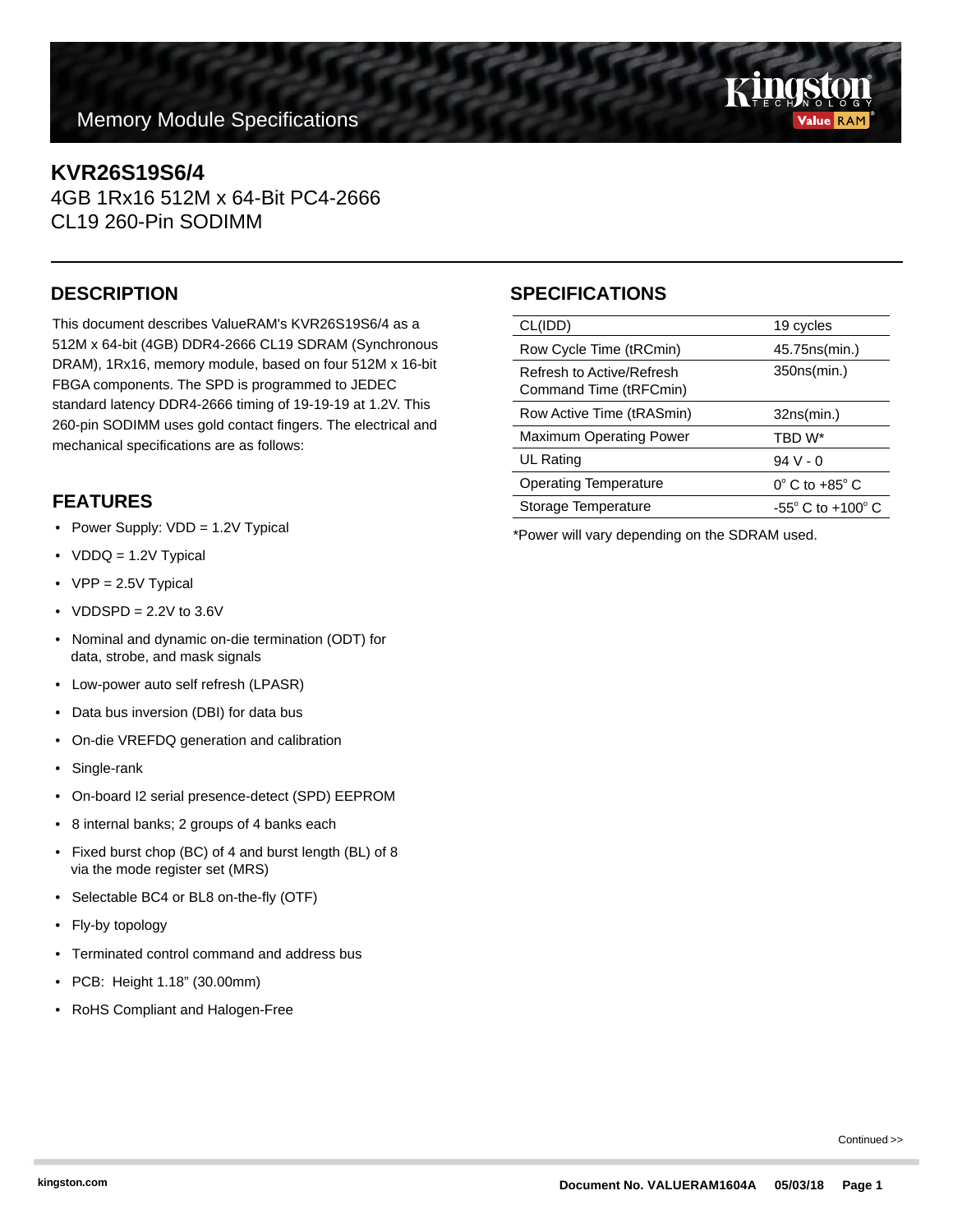# Memory Module Specifications

## KVR26S19S6/4

4GB 1Rx16 512M x 64-Bit PC4-2666
CL19 260-Pin SODIMM

## DESCRIPTION

This document describes ValueRAM's KVR26S19S6/4 as a 512M x 64-bit (4GB) DDR4-2666 CL19 SDRAM (Synchronous DRAM), 1Rx16, memory module, based on four 512M x 16-bit FBGA components. The SPD is programmed to JEDEC standard latency DDR4-2666 timing of 19-19-19 at 1.2V. This 260-pin SODIMM uses gold contact fingers. The electrical and mechanical specifications are as follows:

## FEATURES

- Power Supply: VDD = 1.2V Typical
- VDDQ = 1.2V Typical
- VPP = 2.5V Typical
- VDDSPD = 2.2V to 3.6V
- Nominal and dynamic on-die termination (ODT) for data, strobe, and mask signals
- Low-power auto self refresh (LPASR)
- Data bus inversion (DBI) for data bus
- On-die VREFDQ generation and calibration
- Single-rank
- On-board I2 serial presence-detect (SPD) EEPROM
- 8 internal banks; 2 groups of 4 banks each
- Fixed burst chop (BC) of 4 and burst length (BL) of 8 via the mode register set (MRS)
- Selectable BC4 or BL8 on-the-fly (OTF)
- Fly-by topology
- Terminated control command and address bus
- PCB: Height 1.18" (30.00mm)
- RoHS Compliant and Halogen-Free

## SPECIFICATIONS

| Parameter | Value |
|---|---|
| CL(IDD) | 19 cycles |
| Row Cycle Time (tRCmin) | 45.75ns(min.) |
| Refresh to Active/Refresh Command Time (tRFCmin) | 350ns(min.) |
| Row Active Time (tRASmin) | 32ns(min.) |
| Maximum Operating Power | TBD W* |
| UL Rating | 94 V - 0 |
| Operating Temperature | 0° C to +85° C |
| Storage Temperature | -55° C to +100° C |

*Power will vary depending on the SDRAM used.

Continued >>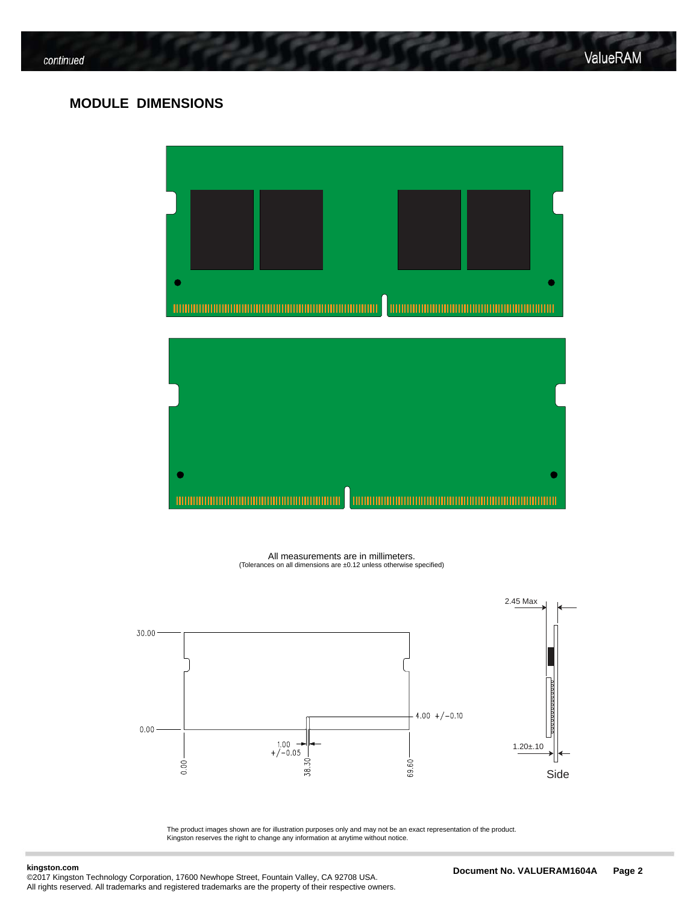## MODULE DIMENSIONS

All measurements are in millimeters.
(Tolerances on all dimensions are ±0.12 unless otherwise specified)

30.00
0.00
4.00 +/−0.10
1.00
+/−0.05
0.00
38.30
69.60

2.45 Max
1.20±.10
Side

The product images shown are for illustration purposes only and may not be an exact representation of the product.
Kingston reserves the right to change any information at anytime without notice.

**kingston.com**
©2017 Kingston Technology Corporation, 17600 Newhope Street, Fountain Valley, CA 92708 USA.
All rights reserved. All trademarks and registered trademarks are the property of their respective owners.

**Document No. VALUERAM1604A**